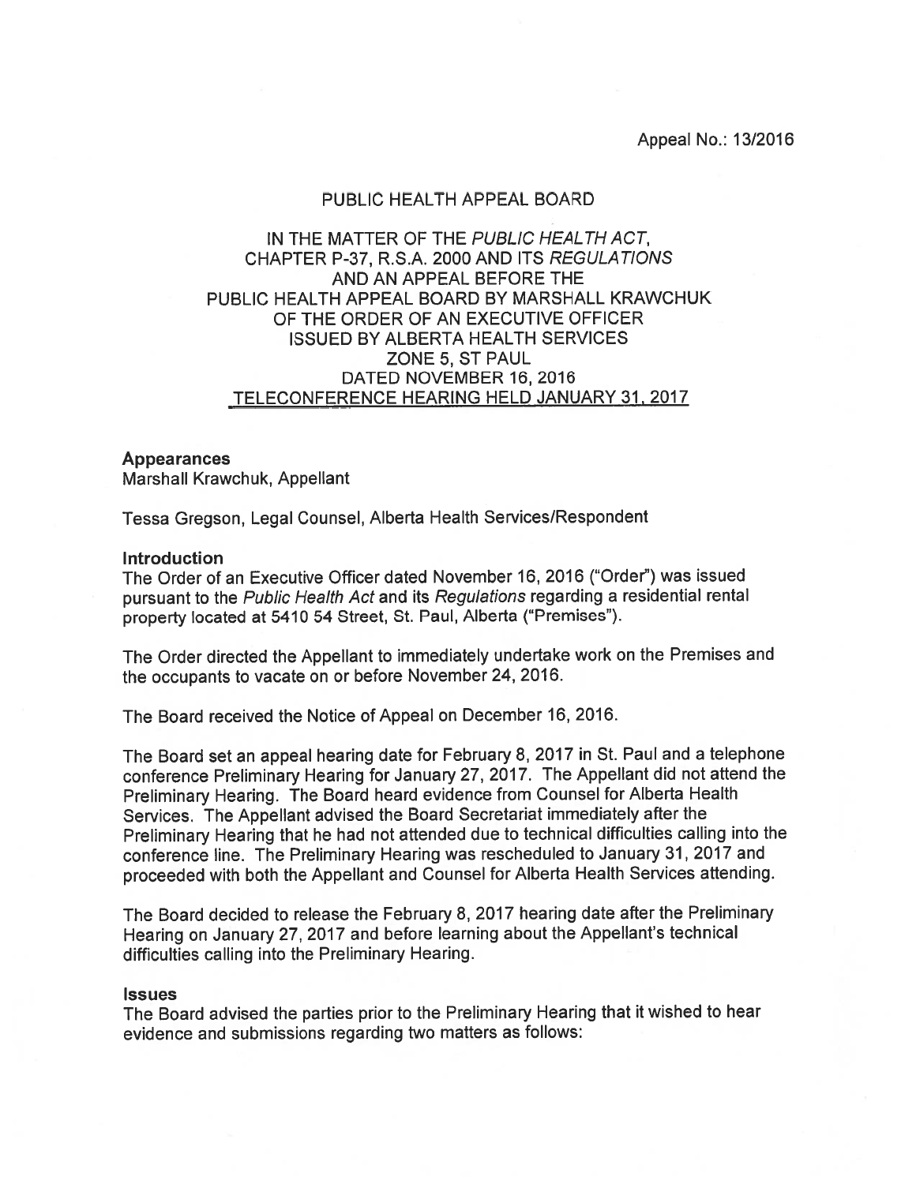Appeal No.: 13/2016

PUBLIC HEALTH APPEAL BOARD

IN THE MATTER OF THE *PUBLIC HEALTH ACT*,
CHAPTER P-37, R.S.A. 2000 AND ITS *REGULATIONS*
AND AN APPEAL BEFORE THE
PUBLIC HEALTH APPEAL BOARD BY MARSHALL KRAWCHUK
OF THE ORDER OF AN EXECUTIVE OFFICER
ISSUED BY ALBERTA HEALTH SERVICES
ZONE 5, ST PAUL
DATED NOVEMBER 16, 2016
TELECONFERENCE HEARING HELD JANUARY 31, 2017

**Appearances**
Marshall Krawchuk, Appellant

Tessa Gregson, Legal Counsel, Alberta Health Services/Respondent

**Introduction**
The Order of an Executive Officer dated November 16, 2016 ("Order") was issued pursuant to the *Public Health Act* and its *Regulations* regarding a residential rental property located at 5410 54 Street, St. Paul, Alberta ("Premises").

The Order directed the Appellant to immediately undertake work on the Premises and the occupants to vacate on or before November 24, 2016.

The Board received the Notice of Appeal on December 16, 2016.

The Board set an appeal hearing date for February 8, 2017 in St. Paul and a telephone conference Preliminary Hearing for January 27, 2017. The Appellant did not attend the Preliminary Hearing. The Board heard evidence from Counsel for Alberta Health Services. The Appellant advised the Board Secretariat immediately after the Preliminary Hearing that he had not attended due to technical difficulties calling into the conference line. The Preliminary Hearing was rescheduled to January 31, 2017 and proceeded with both the Appellant and Counsel for Alberta Health Services attending.

The Board decided to release the February 8, 2017 hearing date after the Preliminary Hearing on January 27, 2017 and before learning about the Appellant's technical difficulties calling into the Preliminary Hearing.

**Issues**
The Board advised the parties prior to the Preliminary Hearing that it wished to hear evidence and submissions regarding two matters as follows: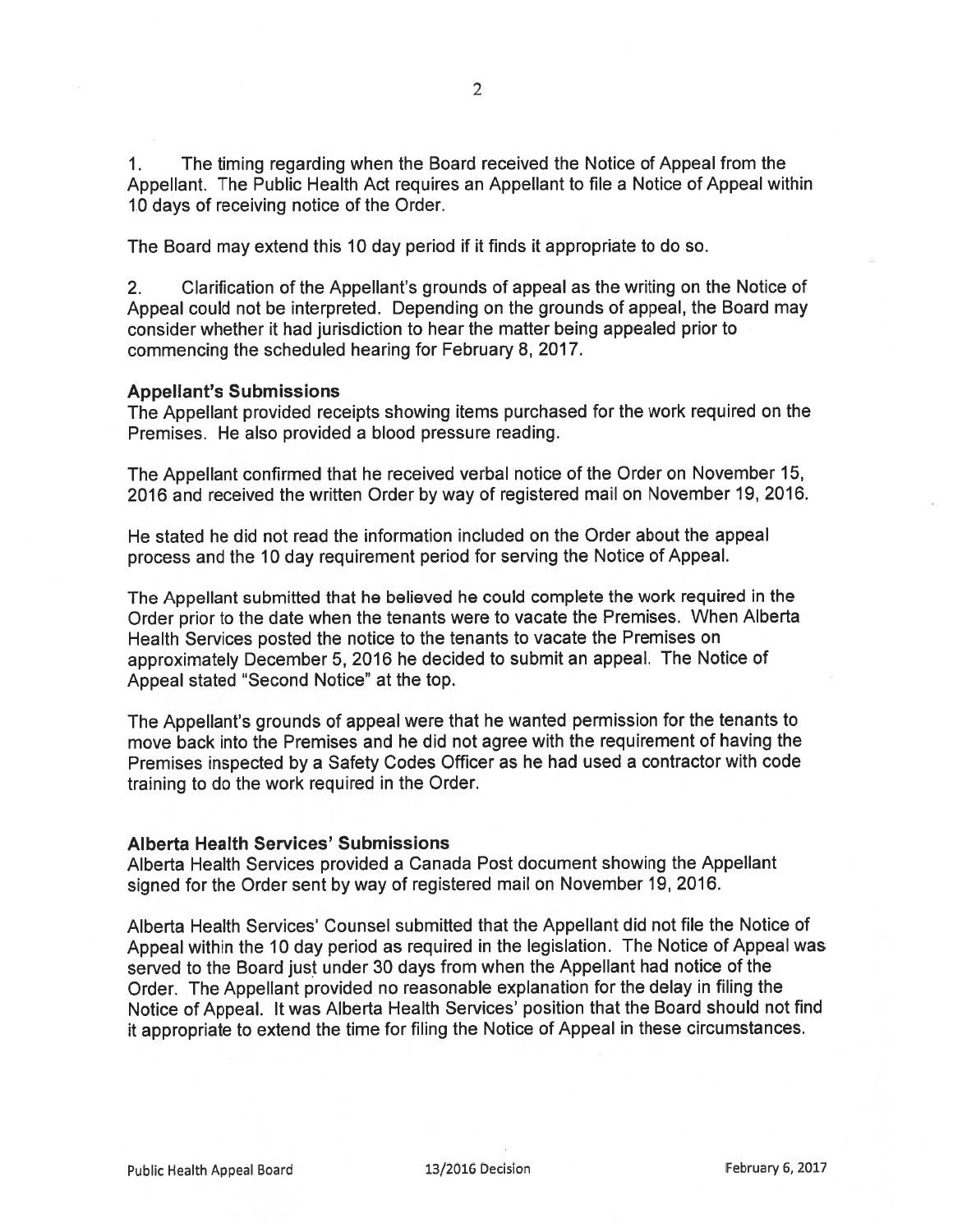1. The timing regarding when the Board received the Notice of Appeal from the Appellant. The Public Health Act requires an Appellant to file a Notice of Appeal within 10 days of receiving notice of the Order.

The Board may extend this 10 day period if it finds it appropriate to do so.

2. Clarification of the Appellant's grounds of appeal as the writing on the Notice of Appeal could not be interpreted. Depending on the grounds of appeal, the Board may consider whether it had jurisdiction to hear the matter being appealed prior to commencing the scheduled hearing for February 8, 2017.

**Appellant's Submissions**

The Appellant provided receipts showing items purchased for the work required on the Premises. He also provided a blood pressure reading.

The Appellant confirmed that he received verbal notice of the Order on November 15, 2016 and received the written Order by way of registered mail on November 19, 2016.

He stated he did not read the information included on the Order about the appeal process and the 10 day requirement period for serving the Notice of Appeal.

The Appellant submitted that he believed he could complete the work required in the Order prior to the date when the tenants were to vacate the Premises. When Alberta Health Services posted the notice to the tenants to vacate the Premises on approximately December 5, 2016 he decided to submit an appeal. The Notice of Appeal stated "Second Notice" at the top.

The Appellant's grounds of appeal were that he wanted permission for the tenants to move back into the Premises and he did not agree with the requirement of having the Premises inspected by a Safety Codes Officer as he had used a contractor with code training to do the work required in the Order.

**Alberta Health Services' Submissions**

Alberta Health Services provided a Canada Post document showing the Appellant signed for the Order sent by way of registered mail on November 19, 2016.

Alberta Health Services' Counsel submitted that the Appellant did not file the Notice of Appeal within the 10 day period as required in the legislation. The Notice of Appeal was served to the Board just under 30 days from when the Appellant had notice of the Order. The Appellant provided no reasonable explanation for the delay in filing the Notice of Appeal. It was Alberta Health Services' position that the Board should not find it appropriate to extend the time for filing the Notice of Appeal in these circumstances.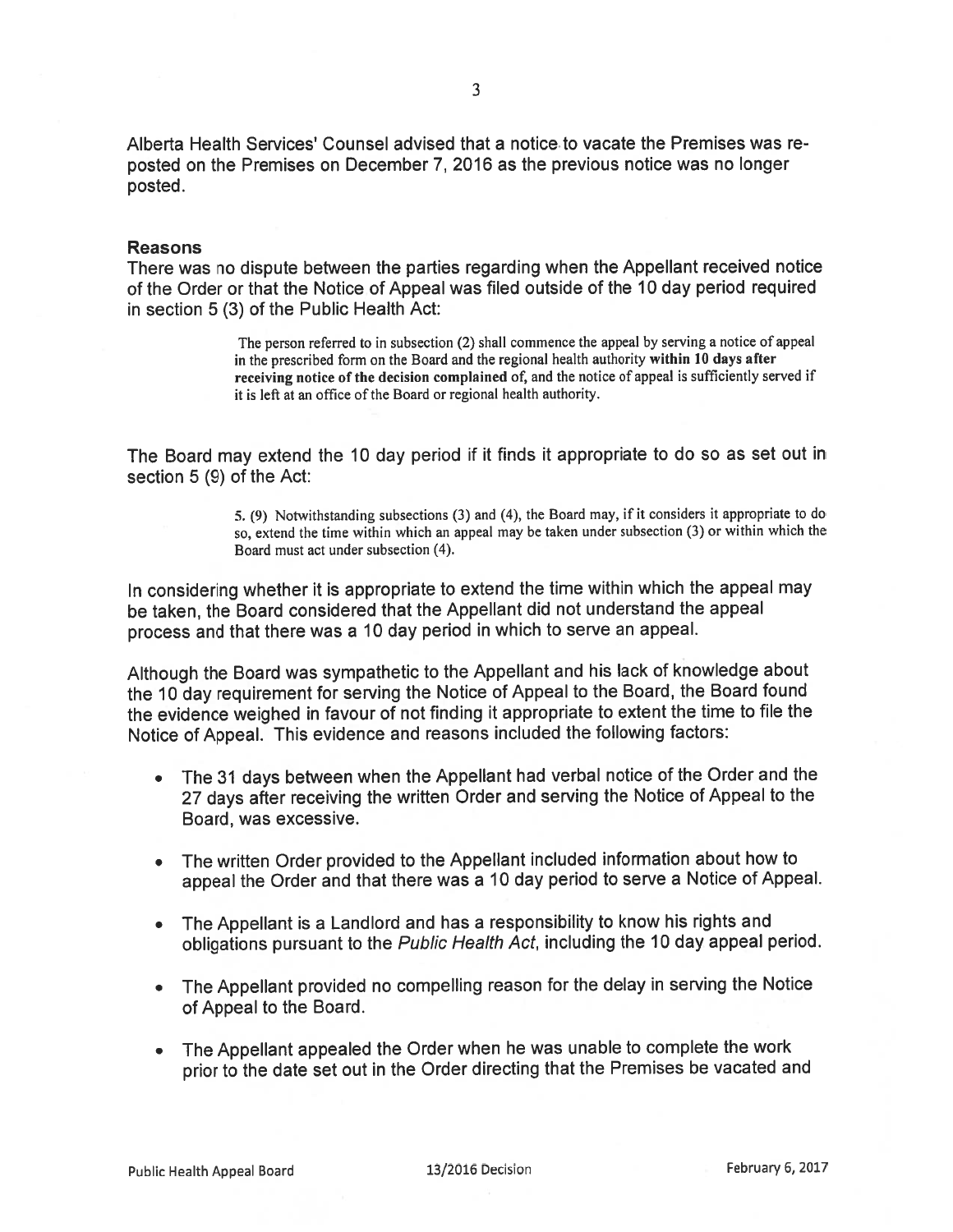Alberta Health Services' Counsel advised that a notice to vacate the Premises was re-posted on the Premises on December 7, 2016 as the previous notice was no longer posted.

### Reasons

There was no dispute between the parties regarding when the Appellant received notice of the Order or that the Notice of Appeal was filed outside of the 10 day period required in section 5 (3) of the Public Health Act:

> The person referred to in subsection (2) shall commence the appeal by serving a notice of appeal in the prescribed form on the Board and the regional health authority **within 10 days after receiving notice of the decision complained** of, and the notice of appeal is sufficiently served if it is left at an office of the Board or regional health authority.

The Board may extend the 10 day period if it finds it appropriate to do so as set out in section 5 (9) of the Act:

> 5. (9) Notwithstanding subsections (3) and (4), the Board may, if it considers it appropriate to do so, extend the time within which an appeal may be taken under subsection (3) or within which the Board must act under subsection (4).

In considering whether it is appropriate to extend the time within which the appeal may be taken, the Board considered that the Appellant did not understand the appeal process and that there was a 10 day period in which to serve an appeal.

Although the Board was sympathetic to the Appellant and his lack of knowledge about the 10 day requirement for serving the Notice of Appeal to the Board, the Board found the evidence weighed in favour of not finding it appropriate to extent the time to file the Notice of Appeal. This evidence and reasons included the following factors:

- The 31 days between when the Appellant had verbal notice of the Order and the 27 days after receiving the written Order and serving the Notice of Appeal to the Board, was excessive.
- The written Order provided to the Appellant included information about how to appeal the Order and that there was a 10 day period to serve a Notice of Appeal.
- The Appellant is a Landlord and has a responsibility to know his rights and obligations pursuant to the *Public Health Act*, including the 10 day appeal period.
- The Appellant provided no compelling reason for the delay in serving the Notice of Appeal to the Board.
- The Appellant appealed the Order when he was unable to complete the work prior to the date set out in the Order directing that the Premises be vacated and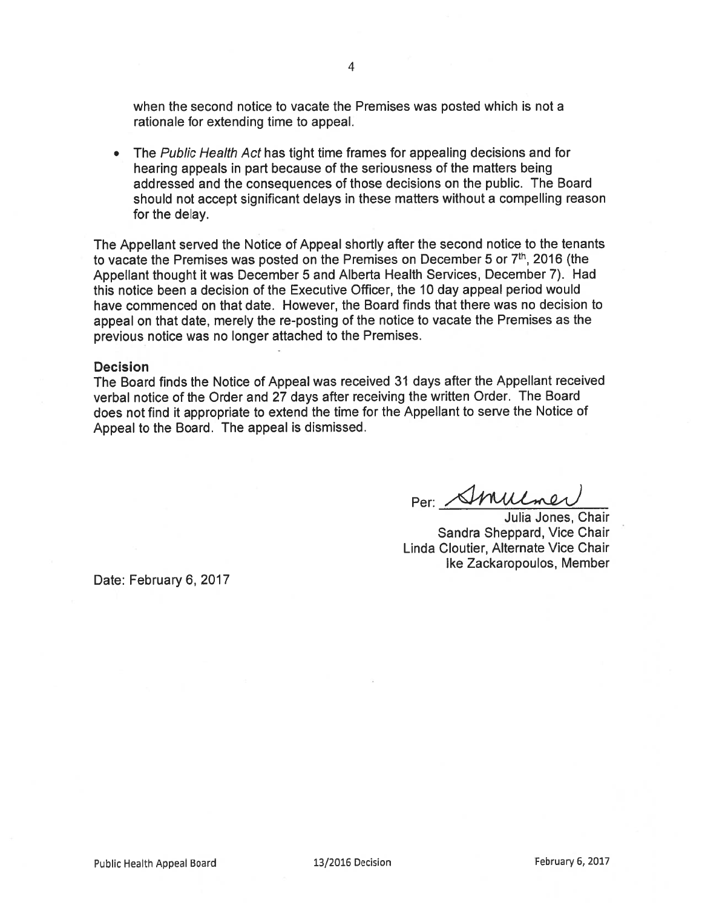when the second notice to vacate the Premises was posted which is not a rationale for extending time to appeal.

- The *Public Health Act* has tight time frames for appealing decisions and for hearing appeals in part because of the seriousness of the matters being addressed and the consequences of those decisions on the public. The Board should not accept significant delays in these matters without a compelling reason for the delay.

The Appellant served the Notice of Appeal shortly after the second notice to the tenants to vacate the Premises was posted on the Premises on December 5 or 7th, 2016 (the Appellant thought it was December 5 and Alberta Health Services, December 7). Had this notice been a decision of the Executive Officer, the 10 day appeal period would have commenced on that date. However, the Board finds that there was no decision to appeal on that date, merely the re-posting of the notice to vacate the Premises as the previous notice was no longer attached to the Premises.

## Decision

The Board finds the Notice of Appeal was received 31 days after the Appellant received verbal notice of the Order and 27 days after receiving the written Order. The Board does not find it appropriate to extend the time for the Appellant to serve the Notice of Appeal to the Board. The appeal is dismissed.

Per: [signature]

Julia Jones, Chair
Sandra Sheppard, Vice Chair
Linda Cloutier, Alternate Vice Chair
Ike Zackaropoulos, Member

Date: February 6, 2017